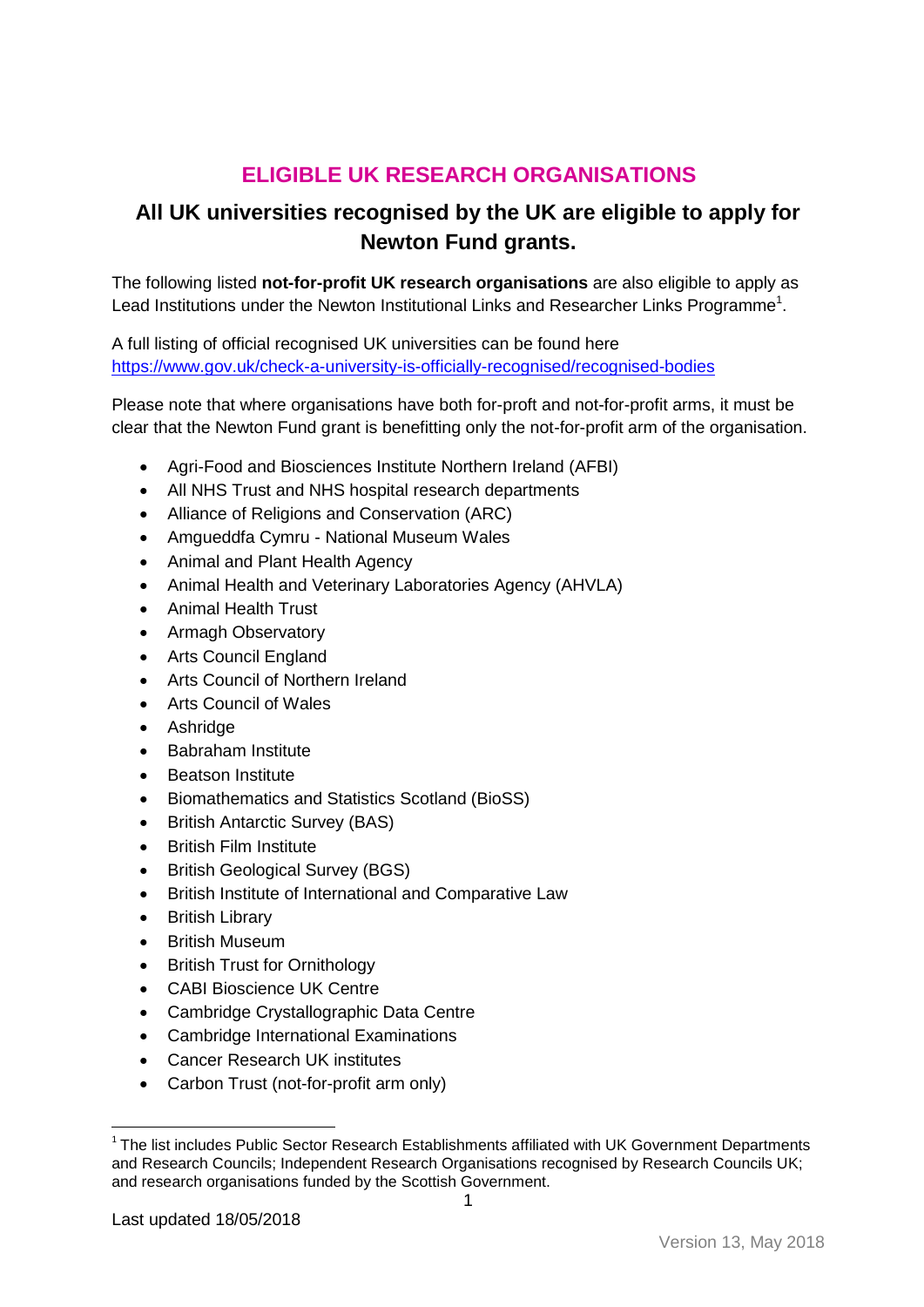# ELIGIBLE UK RESEARCH ORGANISATIONS

## All UK universities recognised by the UK are eligible to apply for Newton Fund grants.

The following listed **not-for-profit UK research organisations** are also eligible to apply as Lead Institutions under the Newton Institutional Links and Researcher Links Programme[1].

A full listing of official recognised UK universities can be found here
https://www.gov.uk/check-a-university-is-officially-recognised/recognised-bodies

Please note that where organisations have both for-proft and not-for-profit arms, it must be clear that the Newton Fund grant is benefitting only the not-for-profit arm of the organisation.

- Agri-Food and Biosciences Institute Northern Ireland (AFBI)
- All NHS Trust and NHS hospital research departments
- Alliance of Religions and Conservation (ARC)
- Amgueddfa Cymru - National Museum Wales
- Animal and Plant Health Agency
- Animal Health and Veterinary Laboratories Agency (AHVLA)
- Animal Health Trust
- Armagh Observatory
- Arts Council England
- Arts Council of Northern Ireland
- Arts Council of Wales
- Ashridge
- Babraham Institute
- Beatson Institute
- Biomathematics and Statistics Scotland (BioSS)
- British Antarctic Survey (BAS)
- British Film Institute
- British Geological Survey (BGS)
- British Institute of International and Comparative Law
- British Library
- British Museum
- British Trust for Ornithology
- CABI Bioscience UK Centre
- Cambridge Crystallographic Data Centre
- Cambridge International Examinations
- Cancer Research UK institutes
- Carbon Trust (not-for-profit arm only)

[1] The list includes Public Sector Research Establishments affiliated with UK Government Departments and Research Councils; Independent Research Organisations recognised by Research Councils UK; and research organisations funded by the Scottish Government.

Last updated 18/05/2018

Version 13, May 2018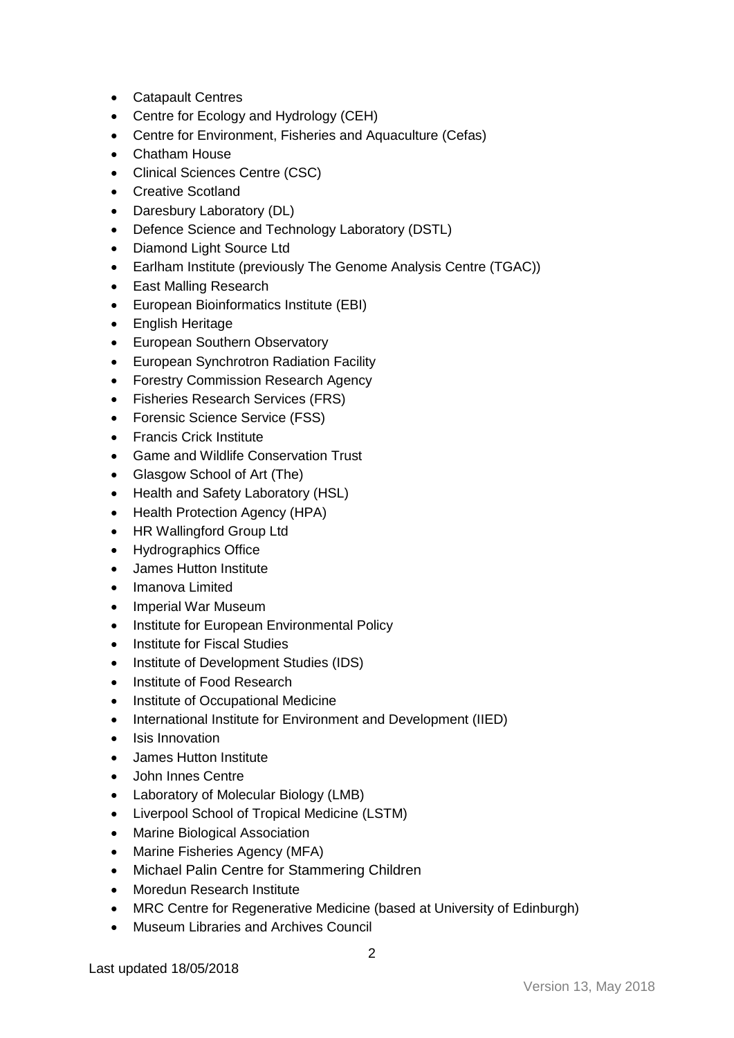- Catapault Centres
- Centre for Ecology and Hydrology (CEH)
- Centre for Environment, Fisheries and Aquaculture (Cefas)
- Chatham House
- Clinical Sciences Centre (CSC)
- Creative Scotland
- Daresbury Laboratory (DL)
- Defence Science and Technology Laboratory (DSTL)
- Diamond Light Source Ltd
- Earlham Institute (previously The Genome Analysis Centre (TGAC))
- East Malling Research
- European Bioinformatics Institute (EBI)
- English Heritage
- European Southern Observatory
- European Synchrotron Radiation Facility
- Forestry Commission Research Agency
- Fisheries Research Services (FRS)
- Forensic Science Service (FSS)
- Francis Crick Institute
- Game and Wildlife Conservation Trust
- Glasgow School of Art (The)
- Health and Safety Laboratory (HSL)
- Health Protection Agency (HPA)
- HR Wallingford Group Ltd
- Hydrographics Office
- James Hutton Institute
- Imanova Limited
- Imperial War Museum
- Institute for European Environmental Policy
- Institute for Fiscal Studies
- Institute of Development Studies (IDS)
- Institute of Food Research
- Institute of Occupational Medicine
- International Institute for Environment and Development (IIED)
- Isis Innovation
- James Hutton Institute
- John Innes Centre
- Laboratory of Molecular Biology (LMB)
- Liverpool School of Tropical Medicine (LSTM)
- Marine Biological Association
- Marine Fisheries Agency (MFA)
- Michael Palin Centre for Stammering Children
- Moredun Research Institute
- MRC Centre for Regenerative Medicine (based at University of Edinburgh)
- Museum Libraries and Archives Council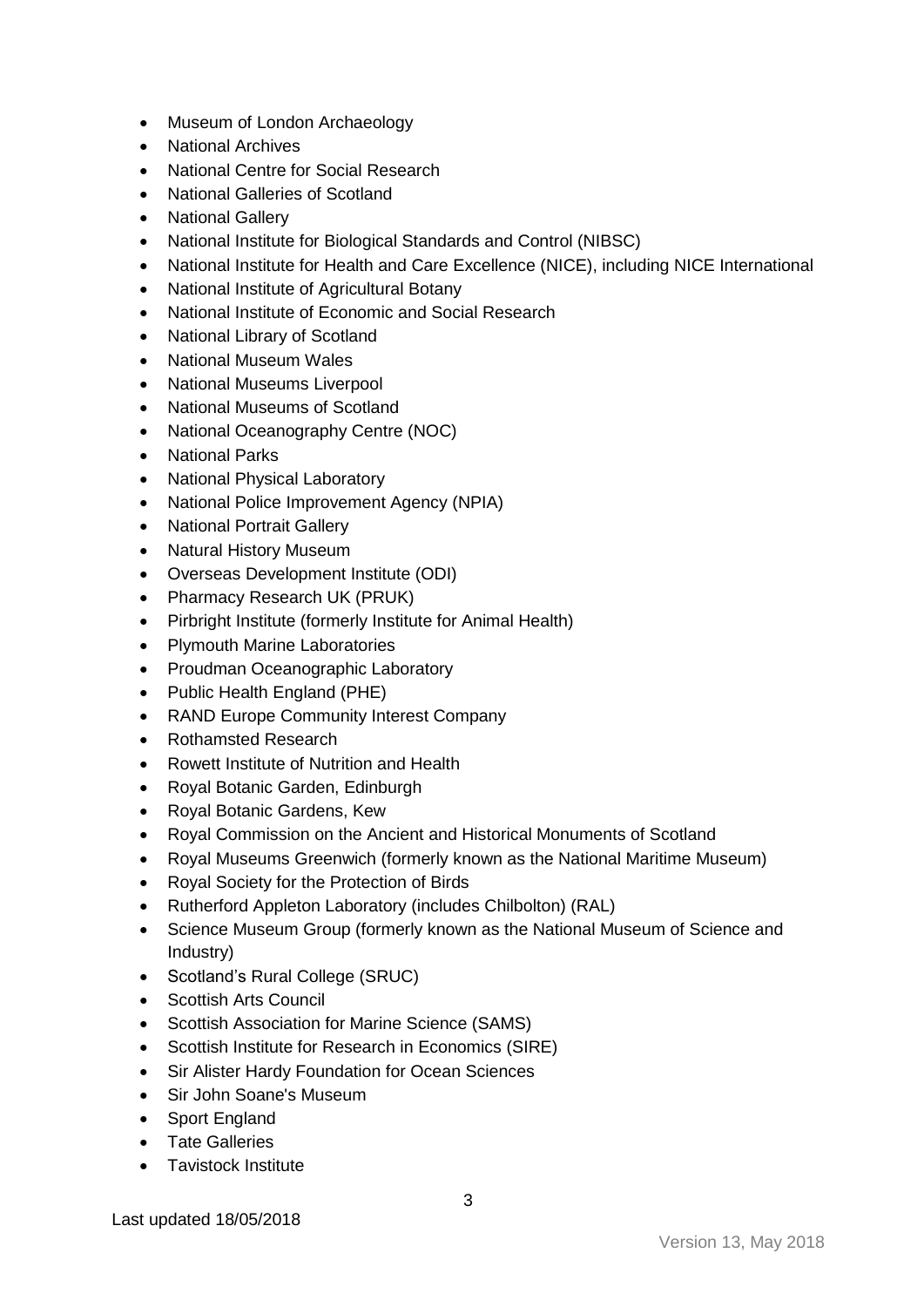- Museum of London Archaeology
- National Archives
- National Centre for Social Research
- National Galleries of Scotland
- National Gallery
- National Institute for Biological Standards and Control (NIBSC)
- National Institute for Health and Care Excellence (NICE), including NICE International
- National Institute of Agricultural Botany
- National Institute of Economic and Social Research
- National Library of Scotland
- National Museum Wales
- National Museums Liverpool
- National Museums of Scotland
- National Oceanography Centre (NOC)
- National Parks
- National Physical Laboratory
- National Police Improvement Agency (NPIA)
- National Portrait Gallery
- Natural History Museum
- Overseas Development Institute (ODI)
- Pharmacy Research UK (PRUK)
- Pirbright Institute (formerly Institute for Animal Health)
- Plymouth Marine Laboratories
- Proudman Oceanographic Laboratory
- Public Health England (PHE)
- RAND Europe Community Interest Company
- Rothamsted Research
- Rowett Institute of Nutrition and Health
- Royal Botanic Garden, Edinburgh
- Royal Botanic Gardens, Kew
- Royal Commission on the Ancient and Historical Monuments of Scotland
- Royal Museums Greenwich (formerly known as the National Maritime Museum)
- Royal Society for the Protection of Birds
- Rutherford Appleton Laboratory (includes Chilbolton) (RAL)
- Science Museum Group (formerly known as the National Museum of Science and Industry)
- Scotland's Rural College (SRUC)
- Scottish Arts Council
- Scottish Association for Marine Science (SAMS)
- Scottish Institute for Research in Economics (SIRE)
- Sir Alister Hardy Foundation for Ocean Sciences
- Sir John Soane's Museum
- Sport England
- Tate Galleries
- Tavistock Institute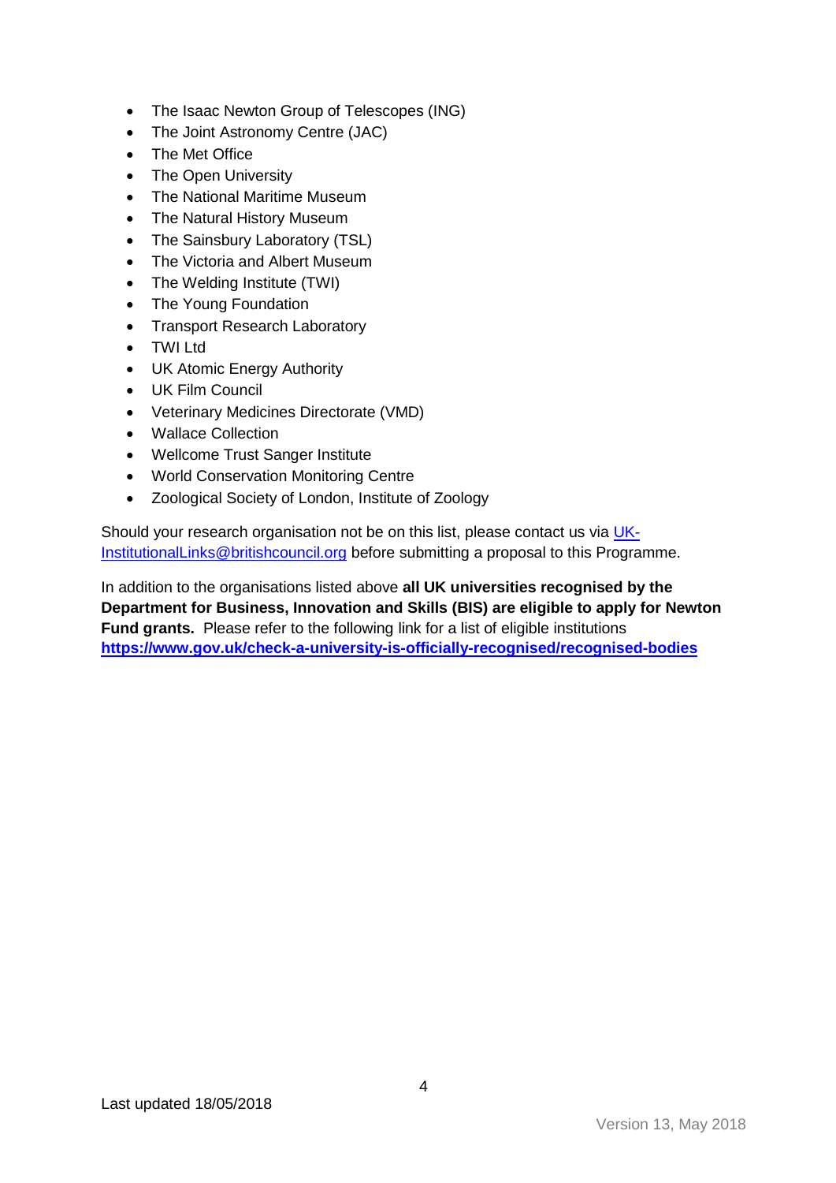- The Isaac Newton Group of Telescopes (ING)
- The Joint Astronomy Centre (JAC)
- The Met Office
- The Open University
- The National Maritime Museum
- The Natural History Museum
- The Sainsbury Laboratory (TSL)
- The Victoria and Albert Museum
- The Welding Institute (TWI)
- The Young Foundation
- Transport Research Laboratory
- TWI Ltd
- UK Atomic Energy Authority
- UK Film Council
- Veterinary Medicines Directorate (VMD)
- Wallace Collection
- Wellcome Trust Sanger Institute
- World Conservation Monitoring Centre
- Zoological Society of London, Institute of Zoology

Should your research organisation not be on this list, please contact us via [UK-InstitutionalLinks@britishcouncil.org](mailto:UK-InstitutionalLinks@britishcouncil.org) before submitting a proposal to this Programme.

In addition to the organisations listed above **all UK universities recognised by the Department for Business, Innovation and Skills (BIS) are eligible to apply for Newton Fund grants.** Please refer to the following link for a list of eligible institutions **[https://www.gov.uk/check-a-university-is-officially-recognised/recognised-bodies](https://www.gov.uk/check-a-university-is-officially-recognised/recognised-bodies)**

Last updated 18/05/2018

Version 13, May 2018